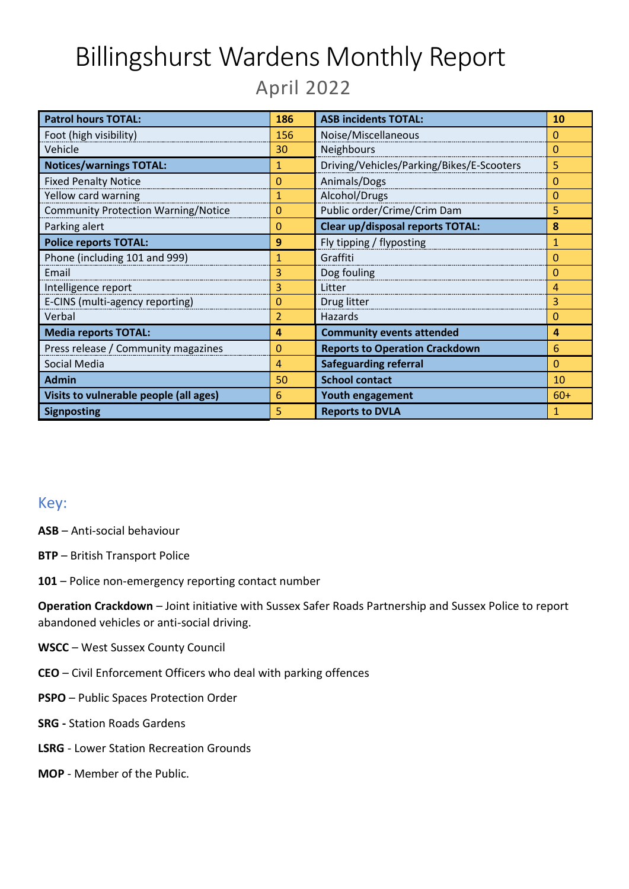# Billingshurst Wardens Monthly Report

## April 2022

| **Patrol hours TOTAL:** | **186** | **ASB incidents TOTAL:** | **10** |
|---|---|---|---|
| Foot (high visibility) | 156 | Noise/Miscellaneous | 0 |
| Vehicle | 30 | Neighbours | 0 |
| **Notices/warnings TOTAL:** | 1 | Driving/Vehicles/Parking/Bikes/E-Scooters | 5 |
| Fixed Penalty Notice | 0 | Animals/Dogs | 0 |
| Yellow card warning | 1 | Alcohol/Drugs | 0 |
| Community Protection Warning/Notice | 0 | Public order/Crime/Crim Dam | 5 |
| Parking alert | 0 | **Clear up/disposal reports TOTAL:** | **8** |
| **Police reports TOTAL:** | **9** | Fly tipping / flyposting | 1 |
| Phone (including 101 and 999) | 1 | Graffiti | 0 |
| Email | 3 | Dog fouling | 0 |
| Intelligence report | 3 | Litter | 4 |
| E-CINS (multi-agency reporting) | 0 | Drug litter | 3 |
| Verbal | 2 | Hazards | 0 |
| **Media reports TOTAL:** | **4** | **Community events attended** | **4** |
| Press release / Community magazines | 0 | **Reports to Operation Crackdown** | 6 |
| Social Media | 4 | **Safeguarding referral** | 0 |
| **Admin** | 50 | **School contact** | 10 |
| **Visits to vulnerable people (all ages)** | 6 | **Youth engagement** | 60+ |
| **Signposting** | 5 | **Reports to DVLA** | 1 |

## Key:

**ASB** – Anti-social behaviour

**BTP** – British Transport Police

**101** – Police non-emergency reporting contact number

**Operation Crackdown** – Joint initiative with Sussex Safer Roads Partnership and Sussex Police to report abandoned vehicles or anti-social driving.

**WSCC** – West Sussex County Council

**CEO** – Civil Enforcement Officers who deal with parking offences

**PSPO** – Public Spaces Protection Order

**SRG -** Station Roads Gardens

**LSRG** - Lower Station Recreation Grounds

**MOP** - Member of the Public.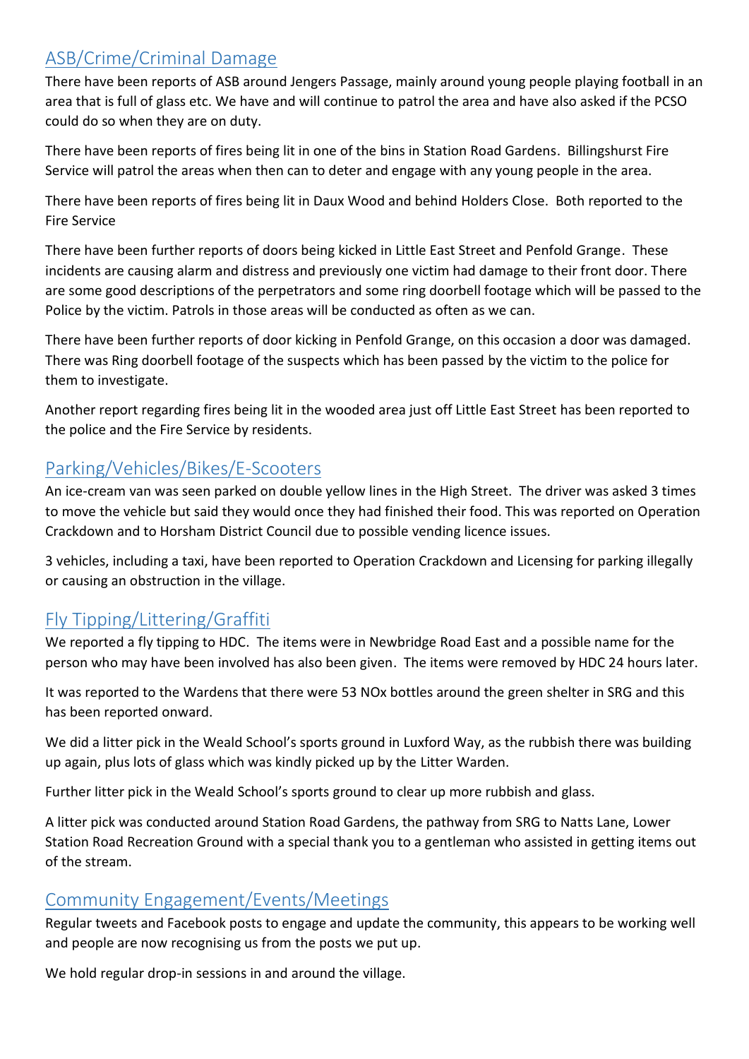## ASB/Crime/Criminal Damage

There have been reports of ASB around Jengers Passage, mainly around young people playing football in an area that is full of glass etc. We have and will continue to patrol the area and have also asked if the PCSO could do so when they are on duty.

There have been reports of fires being lit in one of the bins in Station Road Gardens. Billingshurst Fire Service will patrol the areas when then can to deter and engage with any young people in the area.

There have been reports of fires being lit in Daux Wood and behind Holders Close. Both reported to the Fire Service

There have been further reports of doors being kicked in Little East Street and Penfold Grange. These incidents are causing alarm and distress and previously one victim had damage to their front door. There are some good descriptions of the perpetrators and some ring doorbell footage which will be passed to the Police by the victim. Patrols in those areas will be conducted as often as we can.

There have been further reports of door kicking in Penfold Grange, on this occasion a door was damaged. There was Ring doorbell footage of the suspects which has been passed by the victim to the police for them to investigate.

Another report regarding fires being lit in the wooded area just off Little East Street has been reported to the police and the Fire Service by residents.

## Parking/Vehicles/Bikes/E-Scooters

An ice-cream van was seen parked on double yellow lines in the High Street. The driver was asked 3 times to move the vehicle but said they would once they had finished their food. This was reported on Operation Crackdown and to Horsham District Council due to possible vending licence issues.

3 vehicles, including a taxi, have been reported to Operation Crackdown and Licensing for parking illegally or causing an obstruction in the village.

## Fly Tipping/Littering/Graffiti

We reported a fly tipping to HDC. The items were in Newbridge Road East and a possible name for the person who may have been involved has also been given. The items were removed by HDC 24 hours later.

It was reported to the Wardens that there were 53 NOx bottles around the green shelter in SRG and this has been reported onward.

We did a litter pick in the Weald School's sports ground in Luxford Way, as the rubbish there was building up again, plus lots of glass which was kindly picked up by the Litter Warden.

Further litter pick in the Weald School's sports ground to clear up more rubbish and glass.

A litter pick was conducted around Station Road Gardens, the pathway from SRG to Natts Lane, Lower Station Road Recreation Ground with a special thank you to a gentleman who assisted in getting items out of the stream.

## Community Engagement/Events/Meetings

Regular tweets and Facebook posts to engage and update the community, this appears to be working well and people are now recognising us from the posts we put up.

We hold regular drop-in sessions in and around the village.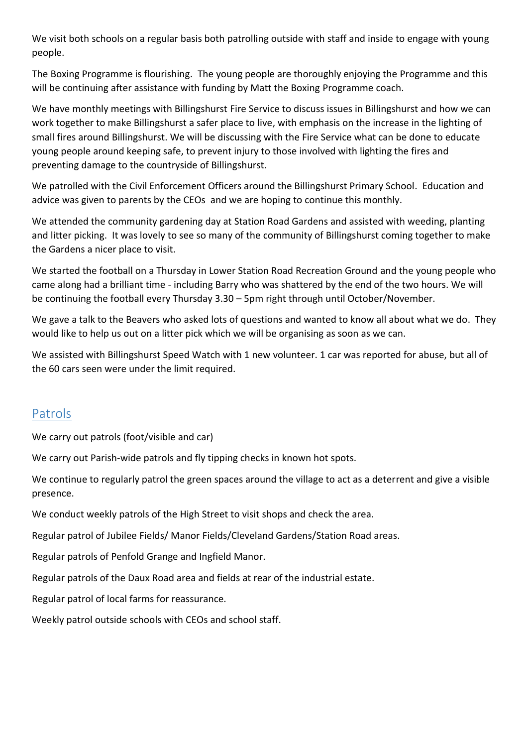We visit both schools on a regular basis both patrolling outside with staff and inside to engage with young people.

The Boxing Programme is flourishing. The young people are thoroughly enjoying the Programme and this will be continuing after assistance with funding by Matt the Boxing Programme coach.

We have monthly meetings with Billingshurst Fire Service to discuss issues in Billingshurst and how we can work together to make Billingshurst a safer place to live, with emphasis on the increase in the lighting of small fires around Billingshurst. We will be discussing with the Fire Service what can be done to educate young people around keeping safe, to prevent injury to those involved with lighting the fires and preventing damage to the countryside of Billingshurst.

We patrolled with the Civil Enforcement Officers around the Billingshurst Primary School. Education and advice was given to parents by the CEOs and we are hoping to continue this monthly.

We attended the community gardening day at Station Road Gardens and assisted with weeding, planting and litter picking. It was lovely to see so many of the community of Billingshurst coming together to make the Gardens a nicer place to visit.

We started the football on a Thursday in Lower Station Road Recreation Ground and the young people who came along had a brilliant time - including Barry who was shattered by the end of the two hours. We will be continuing the football every Thursday 3.30 – 5pm right through until October/November.

We gave a talk to the Beavers who asked lots of questions and wanted to know all about what we do. They would like to help us out on a litter pick which we will be organising as soon as we can.

We assisted with Billingshurst Speed Watch with 1 new volunteer. 1 car was reported for abuse, but all of the 60 cars seen were under the limit required.

## Patrols

We carry out patrols (foot/visible and car)

We carry out Parish-wide patrols and fly tipping checks in known hot spots.

We continue to regularly patrol the green spaces around the village to act as a deterrent and give a visible presence.

We conduct weekly patrols of the High Street to visit shops and check the area.

Regular patrol of Jubilee Fields/ Manor Fields/Cleveland Gardens/Station Road areas.

Regular patrols of Penfold Grange and Ingfield Manor.

Regular patrols of the Daux Road area and fields at rear of the industrial estate.

Regular patrol of local farms for reassurance.

Weekly patrol outside schools with CEOs and school staff.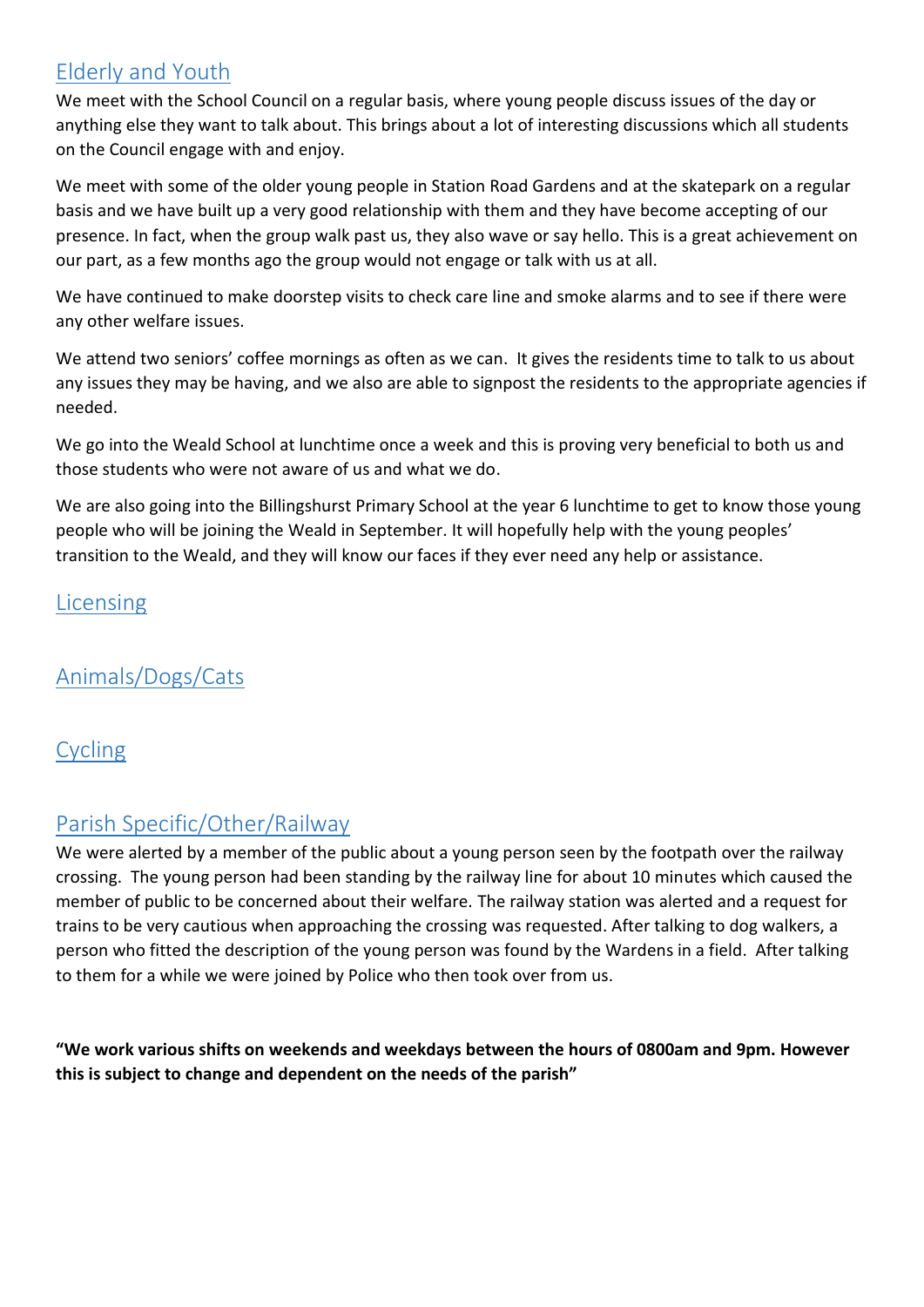## Elderly and Youth

We meet with the School Council on a regular basis, where young people discuss issues of the day or anything else they want to talk about. This brings about a lot of interesting discussions which all students on the Council engage with and enjoy.

We meet with some of the older young people in Station Road Gardens and at the skatepark on a regular basis and we have built up a very good relationship with them and they have become accepting of our presence. In fact, when the group walk past us, they also wave or say hello. This is a great achievement on our part, as a few months ago the group would not engage or talk with us at all.

We have continued to make doorstep visits to check care line and smoke alarms and to see if there were any other welfare issues.

We attend two seniors' coffee mornings as often as we can. It gives the residents time to talk to us about any issues they may be having, and we also are able to signpost the residents to the appropriate agencies if needed.

We go into the Weald School at lunchtime once a week and this is proving very beneficial to both us and those students who were not aware of us and what we do.

We are also going into the Billingshurst Primary School at the year 6 lunchtime to get to know those young people who will be joining the Weald in September. It will hopefully help with the young peoples' transition to the Weald, and they will know our faces if they ever need any help or assistance.

## Licensing

## Animals/Dogs/Cats

## Cycling

## Parish Specific/Other/Railway

We were alerted by a member of the public about a young person seen by the footpath over the railway crossing. The young person had been standing by the railway line for about 10 minutes which caused the member of public to be concerned about their welfare. The railway station was alerted and a request for trains to be very cautious when approaching the crossing was requested. After talking to dog walkers, a person who fitted the description of the young person was found by the Wardens in a field. After talking to them for a while we were joined by Police who then took over from us.

**"We work various shifts on weekends and weekdays between the hours of 0800am and 9pm. However this is subject to change and dependent on the needs of the parish"**